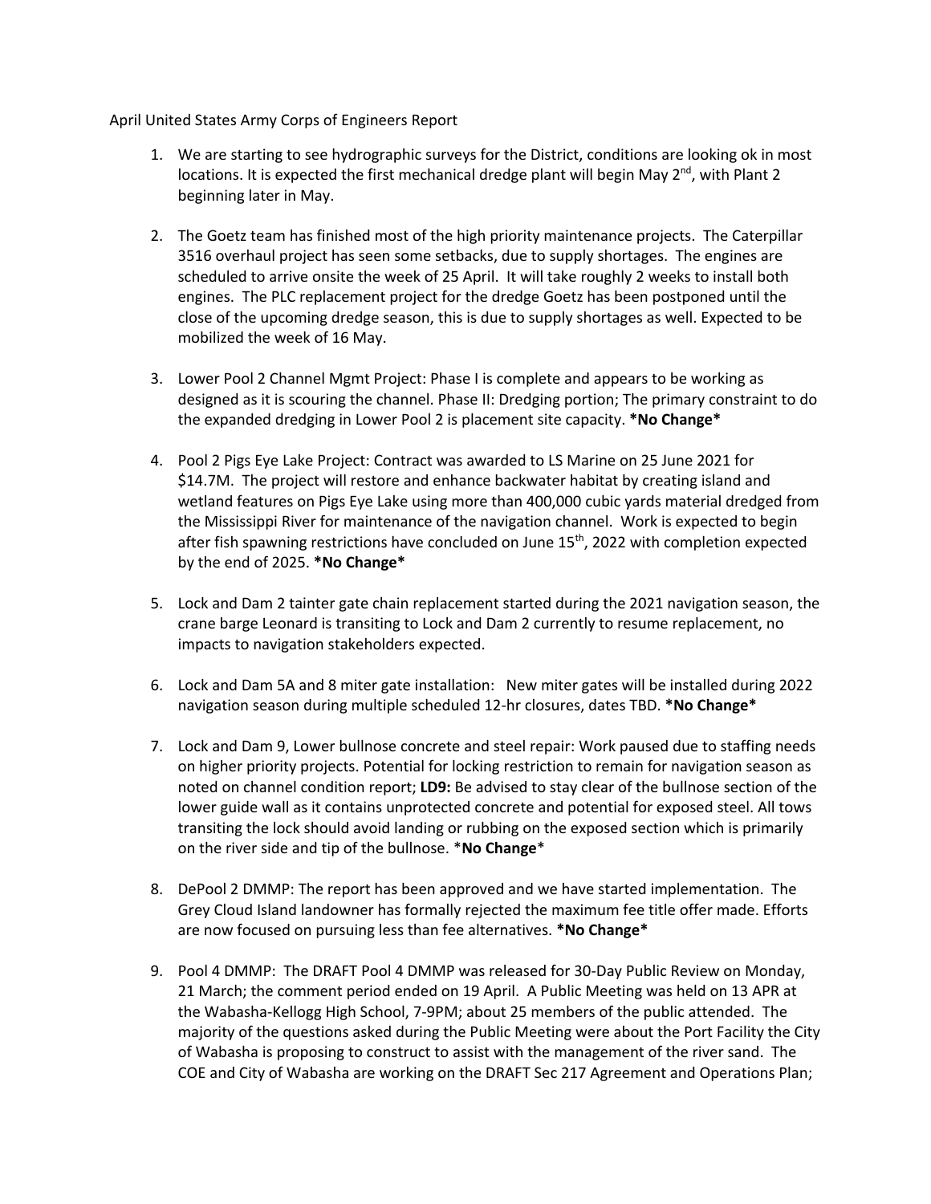April United States Army Corps of Engineers Report

1. We are starting to see hydrographic surveys for the District, conditions are looking ok in most locations. It is expected the first mechanical dredge plant will begin May 2nd, with Plant 2 beginning later in May.

2. The Goetz team has finished most of the high priority maintenance projects. The Caterpillar 3516 overhaul project has seen some setbacks, due to supply shortages. The engines are scheduled to arrive onsite the week of 25 April. It will take roughly 2 weeks to install both engines. The PLC replacement project for the dredge Goetz has been postponed until the close of the upcoming dredge season, this is due to supply shortages as well. Expected to be mobilized the week of 16 May.

3. Lower Pool 2 Channel Mgmt Project: Phase I is complete and appears to be working as designed as it is scouring the channel. Phase II: Dredging portion; The primary constraint to do the expanded dredging in Lower Pool 2 is placement site capacity. ***No Change***

4. Pool 2 Pigs Eye Lake Project: Contract was awarded to LS Marine on 25 June 2021 for $14.7M. The project will restore and enhance backwater habitat by creating island and wetland features on Pigs Eye Lake using more than 400,000 cubic yards material dredged from the Mississippi River for maintenance of the navigation channel. Work is expected to begin after fish spawning restrictions have concluded on June 15th, 2022 with completion expected by the end of 2025. ***No Change***

5. Lock and Dam 2 tainter gate chain replacement started during the 2021 navigation season, the crane barge Leonard is transiting to Lock and Dam 2 currently to resume replacement, no impacts to navigation stakeholders expected.

6. Lock and Dam 5A and 8 miter gate installation: New miter gates will be installed during 2022 navigation season during multiple scheduled 12-hr closures, dates TBD. ***No Change***

7. Lock and Dam 9, Lower bullnose concrete and steel repair: Work paused due to staffing needs on higher priority projects. Potential for locking restriction to remain for navigation season as noted on channel condition report; **LD9:** Be advised to stay clear of the bullnose section of the lower guide wall as it contains unprotected concrete and potential for exposed steel. All tows transiting the lock should avoid landing or rubbing on the exposed section which is primarily on the river side and tip of the bullnose. ***No Change***

8. DePool 2 DMMP: The report has been approved and we have started implementation. The Grey Cloud Island landowner has formally rejected the maximum fee title offer made. Efforts are now focused on pursuing less than fee alternatives. ***No Change***

9. Pool 4 DMMP: The DRAFT Pool 4 DMMP was released for 30-Day Public Review on Monday, 21 March; the comment period ended on 19 April. A Public Meeting was held on 13 APR at the Wabasha-Kellogg High School, 7-9PM; about 25 members of the public attended. The majority of the questions asked during the Public Meeting were about the Port Facility the City of Wabasha is proposing to construct to assist with the management of the river sand. The COE and City of Wabasha are working on the DRAFT Sec 217 Agreement and Operations Plan;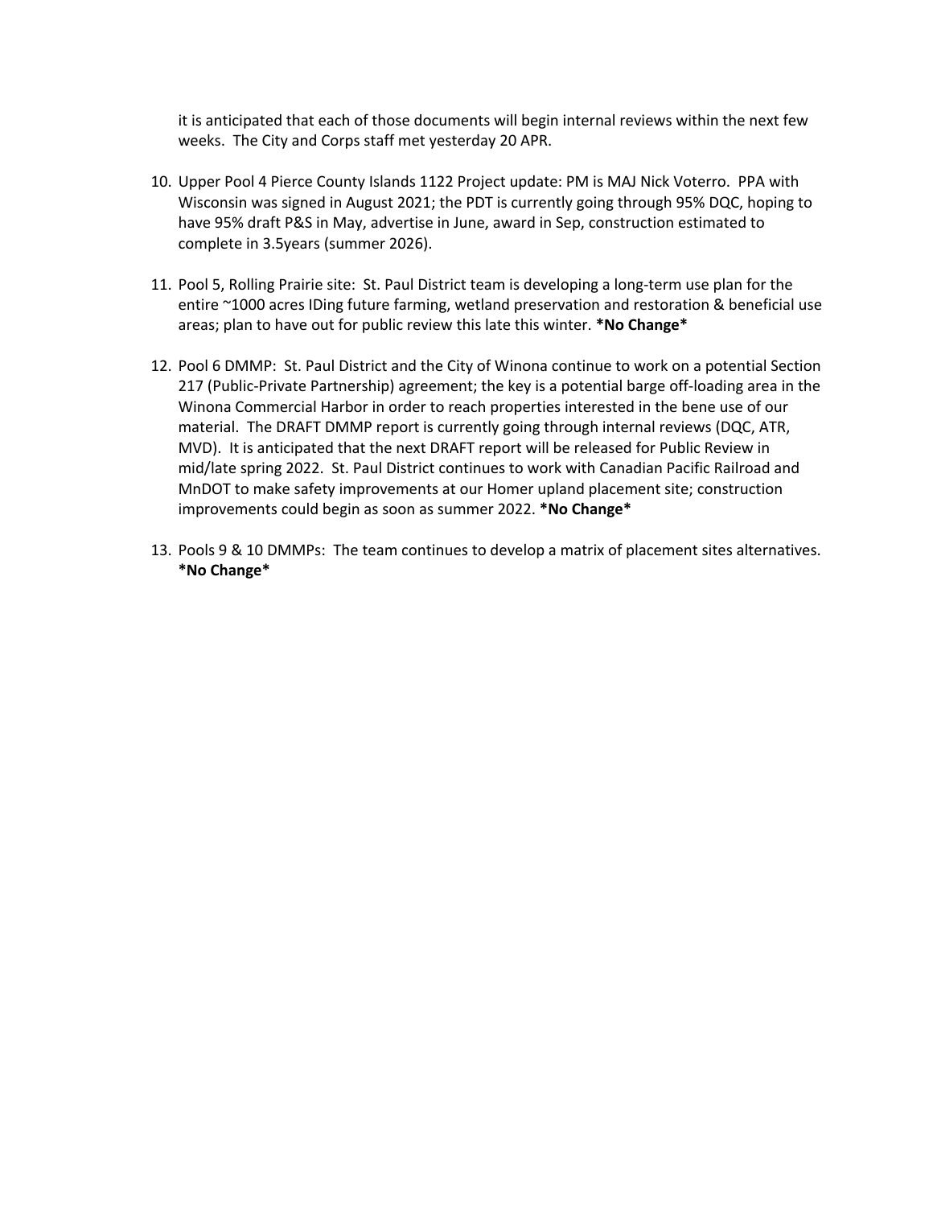it is anticipated that each of those documents will begin internal reviews within the next few weeks. The City and Corps staff met yesterday 20 APR.

10. Upper Pool 4 Pierce County Islands 1122 Project update: PM is MAJ Nick Voterro. PPA with Wisconsin was signed in August 2021; the PDT is currently going through 95% DQC, hoping to have 95% draft P&S in May, advertise in June, award in Sep, construction estimated to complete in 3.5years (summer 2026).

11. Pool 5, Rolling Prairie site: St. Paul District team is developing a long-term use plan for the entire ~1000 acres IDing future farming, wetland preservation and restoration & beneficial use areas; plan to have out for public review this late this winter. ***No Change***

12. Pool 6 DMMP: St. Paul District and the City of Winona continue to work on a potential Section 217 (Public-Private Partnership) agreement; the key is a potential barge off-loading area in the Winona Commercial Harbor in order to reach properties interested in the bene use of our material. The DRAFT DMMP report is currently going through internal reviews (DQC, ATR, MVD). It is anticipated that the next DRAFT report will be released for Public Review in mid/late spring 2022. St. Paul District continues to work with Canadian Pacific Railroad and MnDOT to make safety improvements at our Homer upland placement site; construction improvements could begin as soon as summer 2022. ***No Change***

13. Pools 9 & 10 DMMPs: The team continues to develop a matrix of placement sites alternatives. ***No Change***